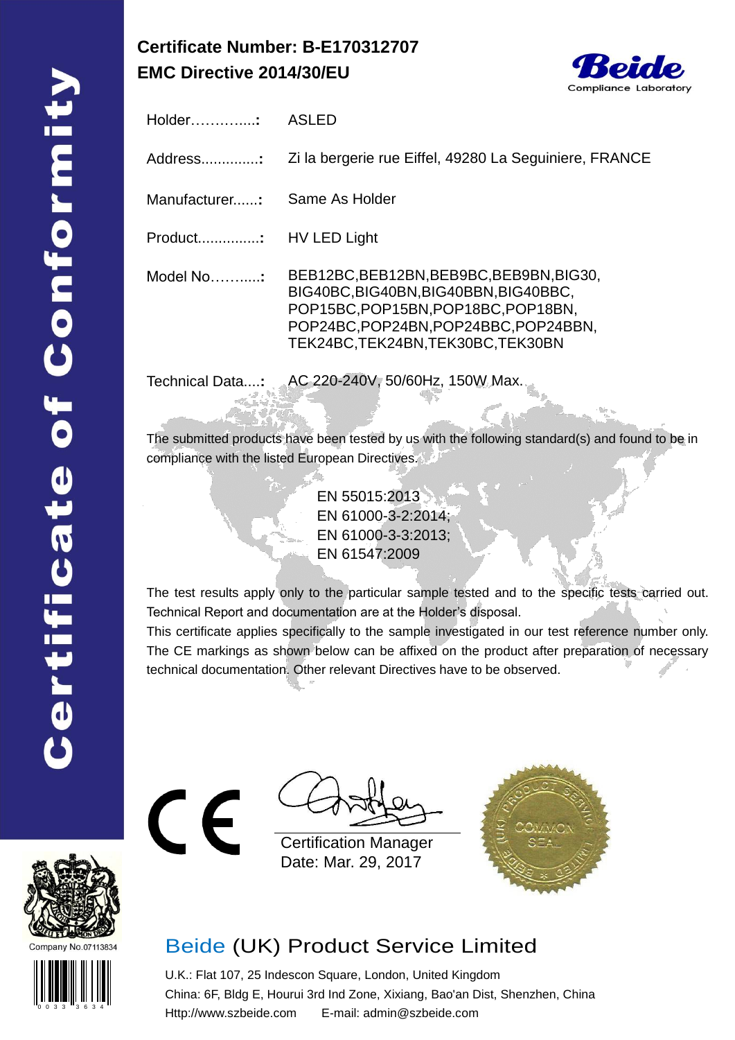# Certificate of Conformity

**Certificate Number: B-E170312707**
**EMC Directive 2014/30/EU**

Beide
Compliance Laboratory

Holder…………..: ASLED

Address.............: Zi la bergerie rue Eiffel, 49280 La Seguiniere, FRANCE

Manufacturer......: Same As Holder

Product...............: HV LED Light

Model No………..: BEB12BC,BEB12BN,BEB9BC,BEB9BN,BIG30, BIG40BC,BIG40BN,BIG40BBN,BIG40BBC, POP15BC,POP15BN,POP18BC,POP18BN, POP24BC,POP24BN,POP24BBC,POP24BBN, TEK24BC,TEK24BN,TEK30BC,TEK30BN

Technical Data....: AC 220-240V, 50/60Hz, 150W Max.

The submitted products have been tested by us with the following standard(s) and found to be in compliance with the listed European Directives.

EN 55015:2013
EN 61000-3-2:2014;
EN 61000-3-3:2013;
EN 61547:2009

The test results apply only to the particular sample tested and to the specific tests carried out. Technical Report and documentation are at the Holder's disposal.
This certificate applies specifically to the sample investigated in our test reference number only. The CE markings as shown below can be affixed on the product after preparation of necessary technical documentation. Other relevant Directives have to be observed.

CE

Certification Manager
Date: Mar. 29, 2017

Company No.07113834

## Beide (UK) Product Service Limited

U.K.: Flat 107, 25 Indescon Square, London, United Kingdom
China: 6F, Bldg E, Hourui 3rd Ind Zone, Xixiang, Bao'an Dist, Shenzhen, China
Http://www.szbeide.com E-mail: admin@szbeide.com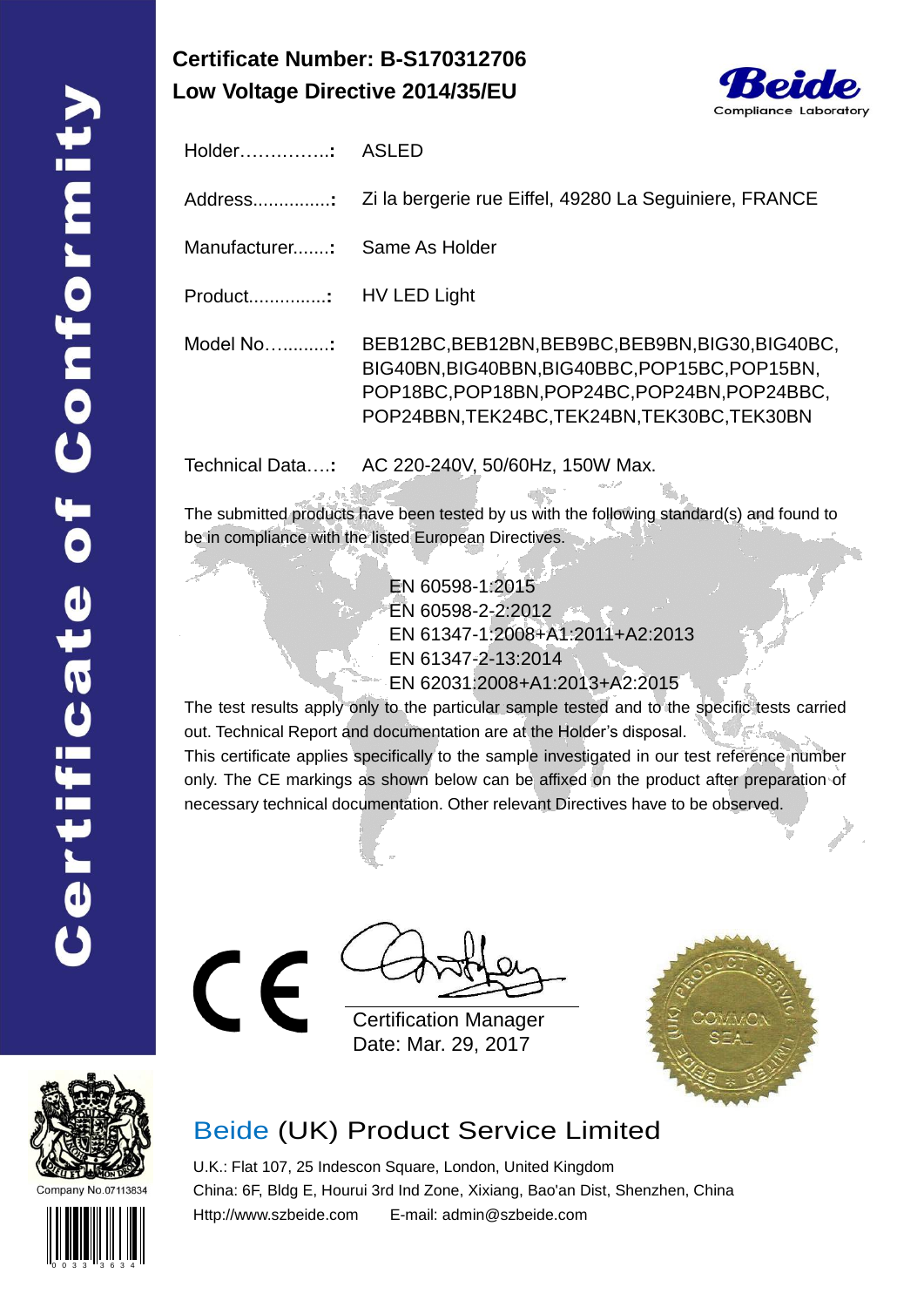# Certificate of Conformity

**Certificate Number: B-S170312706**
**Low Voltage Directive 2014/35/EU**

Beide
Compliance Laboratory

| | |
|---|---|
| Holder……………..: | ASLED |
| Address...............: | Zi la bergerie rue Eiffel, 49280 La Seguiniere, FRANCE |
| Manufacturer.......: | Same As Holder |
| Product...............: | HV LED Light |
| Model No…..........: | BEB12BC,BEB12BN,BEB9BC,BEB9BN,BIG30,BIG40BC, BIG40BN,BIG40BBN,BIG40BBC,POP15BC,POP15BN, POP18BC,POP18BN,POP24BC,POP24BN,POP24BBC, POP24BBN,TEK24BC,TEK24BN,TEK30BC,TEK30BN |
| Technical Data….: | AC 220-240V, 50/60Hz, 150W Max. |

The submitted products have been tested by us with the following standard(s) and found to be in compliance with the listed European Directives.

EN 60598-1:2015
EN 60598-2-2:2012
EN 61347-1:2008+A1:2011+A2:2013
EN 61347-2-13:2014
EN 62031:2008+A1:2013+A2:2015

The test results apply only to the particular sample tested and to the specific tests carried out. Technical Report and documentation are at the Holder's disposal.
This certificate applies specifically to the sample investigated in our test reference number only. The CE markings as shown below can be affixed on the product after preparation of necessary technical documentation. Other relevant Directives have to be observed.

CE

Certification Manager
Date: Mar. 29, 2017

PRODUCT SERVICE (UK) BEIDE LIMITED
COMMON SEAL

Company No.07113834

## Beide (UK) Product Service Limited

U.K.: Flat 107, 25 Indescon Square, London, United Kingdom
China: 6F, Bldg E, Hourui 3rd Ind Zone, Xixiang, Bao'an Dist, Shenzhen, China
Http://www.szbeide.com E-mail: admin@szbeide.com